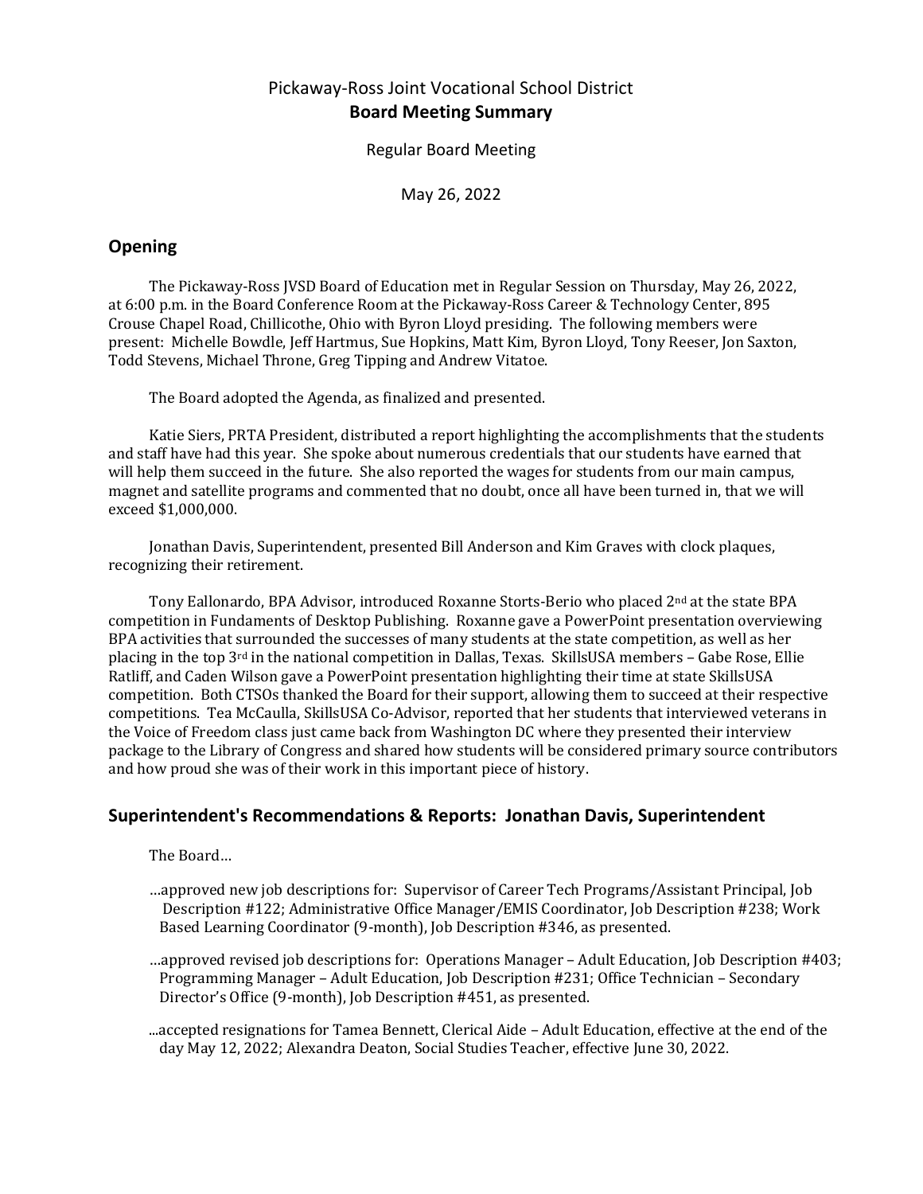# Pickaway-Ross Joint Vocational School District
## **Board Meeting Summary**

Regular Board Meeting

May 26, 2022

## Opening

The Pickaway-Ross JVSD Board of Education met in Regular Session on Thursday, May 26, 2022, at 6:00 p.m. in the Board Conference Room at the Pickaway-Ross Career & Technology Center, 895 Crouse Chapel Road, Chillicothe, Ohio with Byron Lloyd presiding. The following members were present: Michelle Bowdle, Jeff Hartmus, Sue Hopkins, Matt Kim, Byron Lloyd, Tony Reeser, Jon Saxton, Todd Stevens, Michael Throne, Greg Tipping and Andrew Vitatoe.

The Board adopted the Agenda, as finalized and presented.

Katie Siers, PRTA President, distributed a report highlighting the accomplishments that the students and staff have had this year. She spoke about numerous credentials that our students have earned that will help them succeed in the future. She also reported the wages for students from our main campus, magnet and satellite programs and commented that no doubt, once all have been turned in, that we will exceed $1,000,000.

Jonathan Davis, Superintendent, presented Bill Anderson and Kim Graves with clock plaques, recognizing their retirement.

Tony Eallonardo, BPA Advisor, introduced Roxanne Storts-Berio who placed 2nd at the state BPA competition in Fundaments of Desktop Publishing. Roxanne gave a PowerPoint presentation overviewing BPA activities that surrounded the successes of many students at the state competition, as well as her placing in the top 3rd in the national competition in Dallas, Texas. SkillsUSA members – Gabe Rose, Ellie Ratliff, and Caden Wilson gave a PowerPoint presentation highlighting their time at state SkillsUSA competition. Both CTSOs thanked the Board for their support, allowing them to succeed at their respective competitions. Tea McCaulla, SkillsUSA Co-Advisor, reported that her students that interviewed veterans in the Voice of Freedom class just came back from Washington DC where they presented their interview package to the Library of Congress and shared how students will be considered primary source contributors and how proud she was of their work in this important piece of history.

## Superintendent's Recommendations & Reports: Jonathan Davis, Superintendent

The Board…

…approved new job descriptions for: Supervisor of Career Tech Programs/Assistant Principal, Job Description #122; Administrative Office Manager/EMIS Coordinator, Job Description #238; Work Based Learning Coordinator (9-month), Job Description #346, as presented.

…approved revised job descriptions for: Operations Manager – Adult Education, Job Description #403; Programming Manager – Adult Education, Job Description #231; Office Technician – Secondary Director's Office (9-month), Job Description #451, as presented.

...accepted resignations for Tamea Bennett, Clerical Aide – Adult Education, effective at the end of the day May 12, 2022; Alexandra Deaton, Social Studies Teacher, effective June 30, 2022.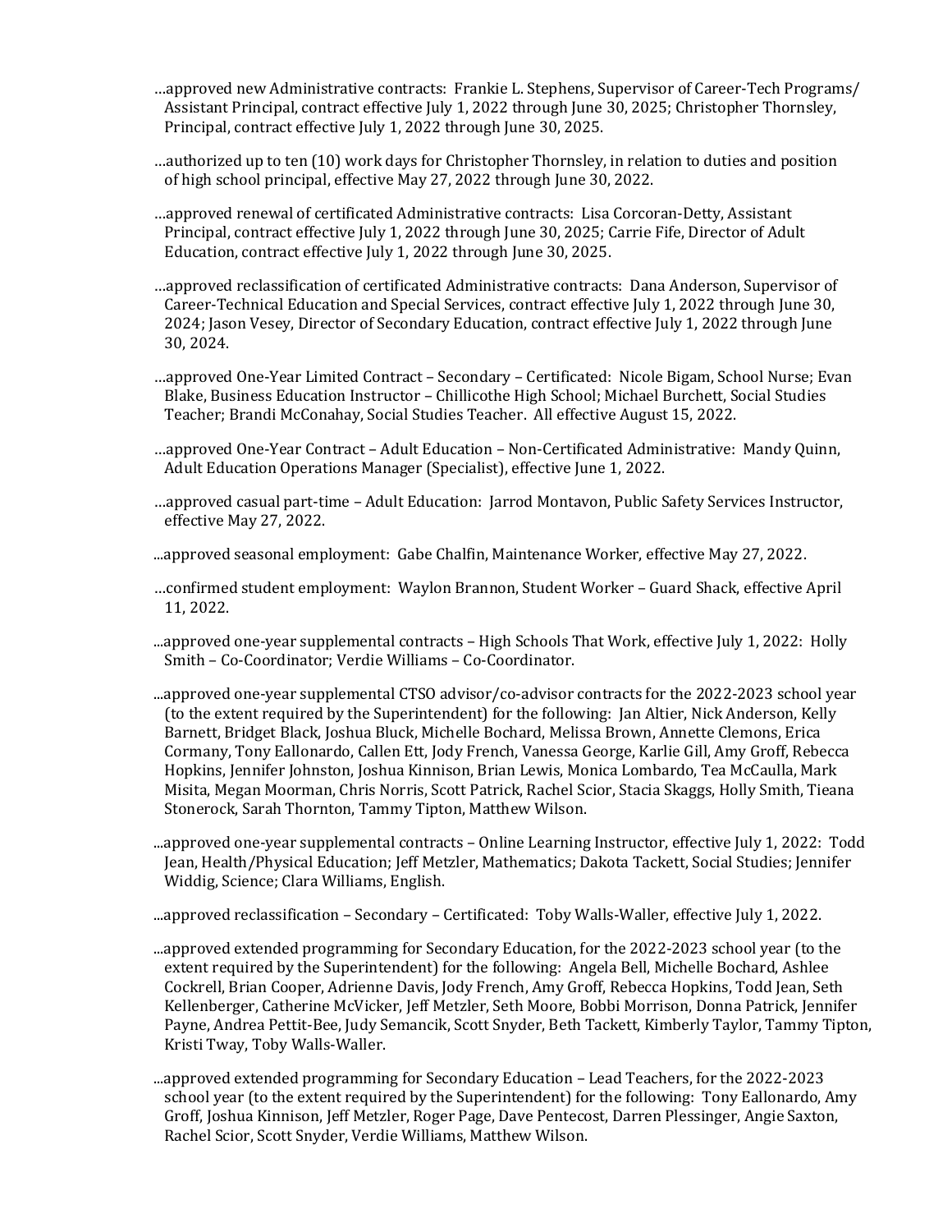…approved new Administrative contracts: Frankie L. Stephens, Supervisor of Career-Tech Programs/ Assistant Principal, contract effective July 1, 2022 through June 30, 2025; Christopher Thornsley, Principal, contract effective July 1, 2022 through June 30, 2025.

…authorized up to ten (10) work days for Christopher Thornsley, in relation to duties and position of high school principal, effective May 27, 2022 through June 30, 2022.

…approved renewal of certificated Administrative contracts: Lisa Corcoran-Detty, Assistant Principal, contract effective July 1, 2022 through June 30, 2025; Carrie Fife, Director of Adult Education, contract effective July 1, 2022 through June 30, 2025.

…approved reclassification of certificated Administrative contracts: Dana Anderson, Supervisor of Career-Technical Education and Special Services, contract effective July 1, 2022 through June 30, 2024; Jason Vesey, Director of Secondary Education, contract effective July 1, 2022 through June 30, 2024.

…approved One-Year Limited Contract – Secondary – Certificated: Nicole Bigam, School Nurse; Evan Blake, Business Education Instructor – Chillicothe High School; Michael Burchett, Social Studies Teacher; Brandi McConahay, Social Studies Teacher. All effective August 15, 2022.

…approved One-Year Contract – Adult Education – Non-Certificated Administrative: Mandy Quinn, Adult Education Operations Manager (Specialist), effective June 1, 2022.

…approved casual part-time – Adult Education: Jarrod Montavon, Public Safety Services Instructor, effective May 27, 2022.

...approved seasonal employment: Gabe Chalfin, Maintenance Worker, effective May 27, 2022.

…confirmed student employment: Waylon Brannon, Student Worker – Guard Shack, effective April 11, 2022.

...approved one-year supplemental contracts – High Schools That Work, effective July 1, 2022: Holly Smith – Co-Coordinator; Verdie Williams – Co-Coordinator.

...approved one-year supplemental CTSO advisor/co-advisor contracts for the 2022-2023 school year (to the extent required by the Superintendent) for the following: Jan Altier, Nick Anderson, Kelly Barnett, Bridget Black, Joshua Bluck, Michelle Bochard, Melissa Brown, Annette Clemons, Erica Cormany, Tony Eallonardo, Callen Ett, Jody French, Vanessa George, Karlie Gill, Amy Groff, Rebecca Hopkins, Jennifer Johnston, Joshua Kinnison, Brian Lewis, Monica Lombardo, Tea McCaulla, Mark Misita, Megan Moorman, Chris Norris, Scott Patrick, Rachel Scior, Stacia Skaggs, Holly Smith, Tieana Stonerock, Sarah Thornton, Tammy Tipton, Matthew Wilson.

...approved one-year supplemental contracts – Online Learning Instructor, effective July 1, 2022: Todd Jean, Health/Physical Education; Jeff Metzler, Mathematics; Dakota Tackett, Social Studies; Jennifer Widdig, Science; Clara Williams, English.

...approved reclassification – Secondary – Certificated: Toby Walls-Waller, effective July 1, 2022.

...approved extended programming for Secondary Education, for the 2022-2023 school year (to the extent required by the Superintendent) for the following: Angela Bell, Michelle Bochard, Ashlee Cockrell, Brian Cooper, Adrienne Davis, Jody French, Amy Groff, Rebecca Hopkins, Todd Jean, Seth Kellenberger, Catherine McVicker, Jeff Metzler, Seth Moore, Bobbi Morrison, Donna Patrick, Jennifer Payne, Andrea Pettit-Bee, Judy Semancik, Scott Snyder, Beth Tackett, Kimberly Taylor, Tammy Tipton, Kristi Tway, Toby Walls-Waller.

...approved extended programming for Secondary Education – Lead Teachers, for the 2022-2023 school year (to the extent required by the Superintendent) for the following: Tony Eallonardo, Amy Groff, Joshua Kinnison, Jeff Metzler, Roger Page, Dave Pentecost, Darren Plessinger, Angie Saxton, Rachel Scior, Scott Snyder, Verdie Williams, Matthew Wilson.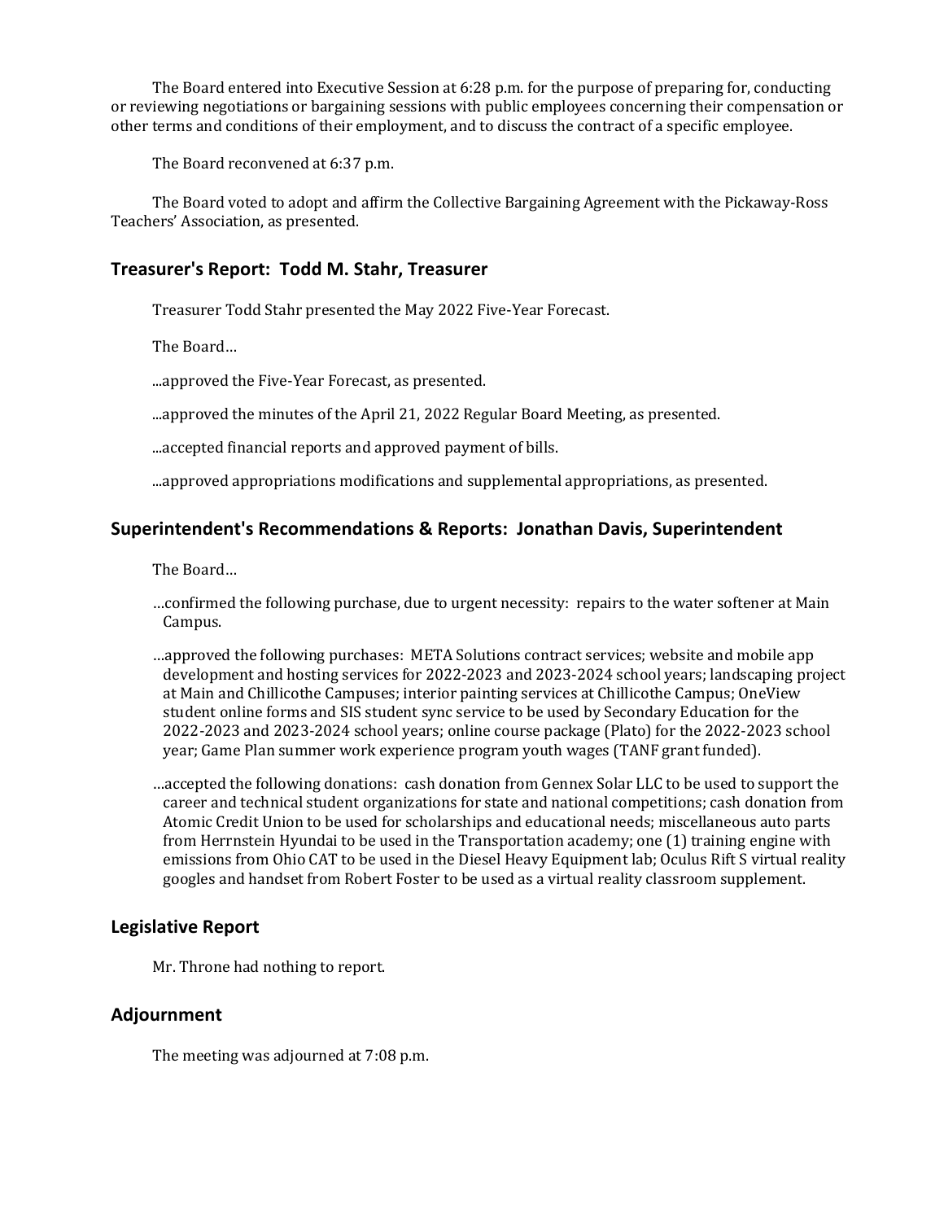The Board entered into Executive Session at 6:28 p.m. for the purpose of preparing for, conducting or reviewing negotiations or bargaining sessions with public employees concerning their compensation or other terms and conditions of their employment, and to discuss the contract of a specific employee.

The Board reconvened at 6:37 p.m.

The Board voted to adopt and affirm the Collective Bargaining Agreement with the Pickaway-Ross Teachers' Association, as presented.

## Treasurer's Report: Todd M. Stahr, Treasurer

Treasurer Todd Stahr presented the May 2022 Five-Year Forecast.

The Board…

...approved the Five-Year Forecast, as presented.

...approved the minutes of the April 21, 2022 Regular Board Meeting, as presented.

...accepted financial reports and approved payment of bills.

...approved appropriations modifications and supplemental appropriations, as presented.

## Superintendent's Recommendations & Reports: Jonathan Davis, Superintendent

The Board…

…confirmed the following purchase, due to urgent necessity: repairs to the water softener at Main Campus.

…approved the following purchases: META Solutions contract services; website and mobile app development and hosting services for 2022-2023 and 2023-2024 school years; landscaping project at Main and Chillicothe Campuses; interior painting services at Chillicothe Campus; OneView student online forms and SIS student sync service to be used by Secondary Education for the 2022-2023 and 2023-2024 school years; online course package (Plato) for the 2022-2023 school year; Game Plan summer work experience program youth wages (TANF grant funded).

…accepted the following donations: cash donation from Gennex Solar LLC to be used to support the career and technical student organizations for state and national competitions; cash donation from Atomic Credit Union to be used for scholarships and educational needs; miscellaneous auto parts from Herrnstein Hyundai to be used in the Transportation academy; one (1) training engine with emissions from Ohio CAT to be used in the Diesel Heavy Equipment lab; Oculus Rift S virtual reality googles and handset from Robert Foster to be used as a virtual reality classroom supplement.

## Legislative Report

Mr. Throne had nothing to report.

## Adjournment

The meeting was adjourned at 7:08 p.m.